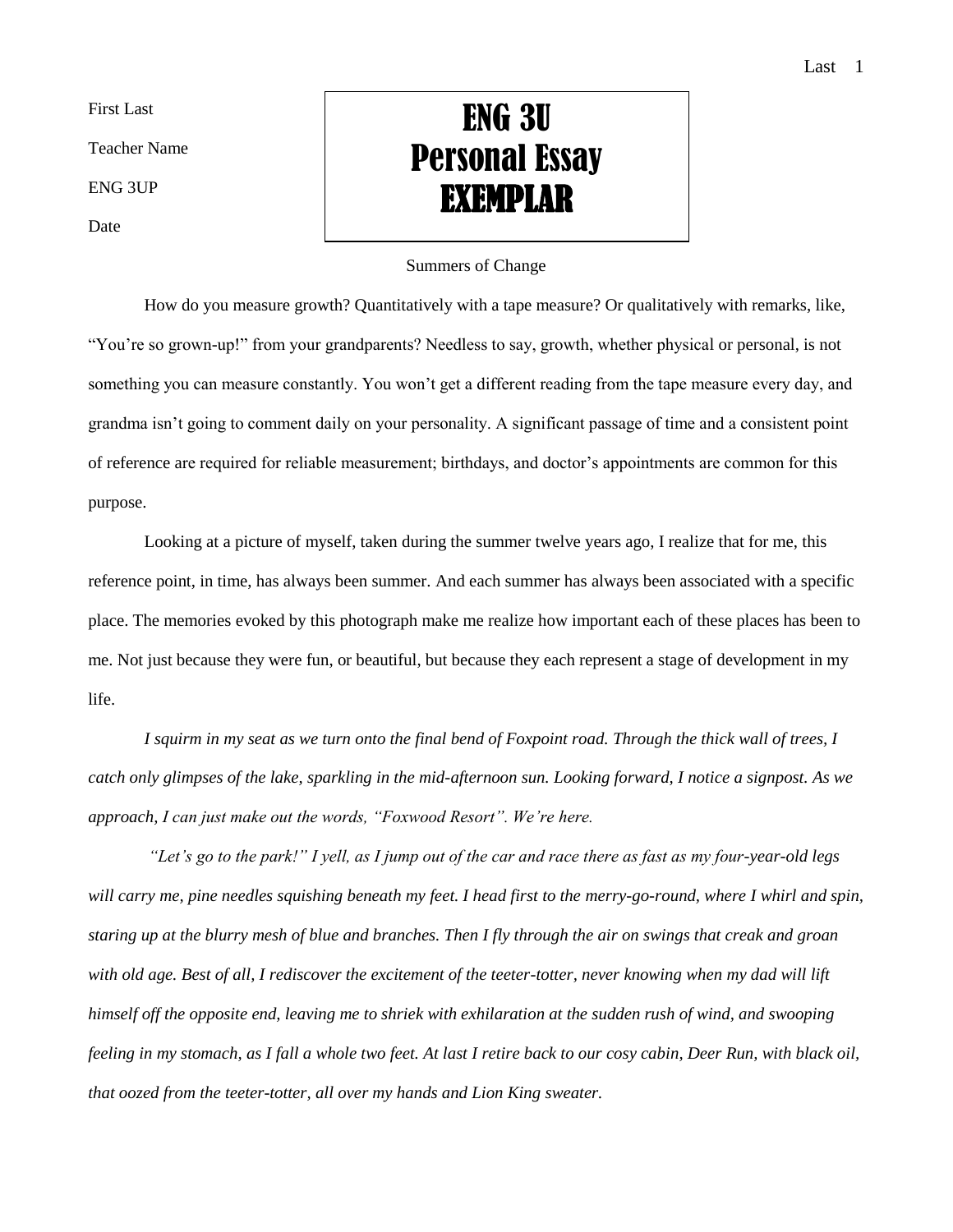First Last

Teacher Name

ENG 3UP

Date

**ENG 3U**
**Personal Essay**
**EXEMPLAR**

Summers of Change

How do you measure growth? Quantitatively with a tape measure? Or qualitatively with remarks, like, "You're so grown-up!" from your grandparents? Needless to say, growth, whether physical or personal, is not something you can measure constantly. You won't get a different reading from the tape measure every day, and grandma isn't going to comment daily on your personality. A significant passage of time and a consistent point of reference are required for reliable measurement; birthdays, and doctor's appointments are common for this purpose.

Looking at a picture of myself, taken during the summer twelve years ago, I realize that for me, this reference point, in time, has always been summer. And each summer has always been associated with a specific place. The memories evoked by this photograph make me realize how important each of these places has been to me. Not just because they were fun, or beautiful, but because they each represent a stage of development in my life.

*I squirm in my seat as we turn onto the final bend of Foxpoint road. Through the thick wall of trees, I catch only glimpses of the lake, sparkling in the mid-afternoon sun. Looking forward, I notice a signpost. As we approach, I can just make out the words, "Foxwood Resort". We're here.*

*"Let's go to the park!" I yell, as I jump out of the car and race there as fast as my four-year-old legs will carry me, pine needles squishing beneath my feet. I head first to the merry-go-round, where I whirl and spin, staring up at the blurry mesh of blue and branches. Then I fly through the air on swings that creak and groan with old age. Best of all, I rediscover the excitement of the teeter-totter, never knowing when my dad will lift himself off the opposite end, leaving me to shriek with exhilaration at the sudden rush of wind, and swooping feeling in my stomach, as I fall a whole two feet. At last I retire back to our cosy cabin, Deer Run, with black oil, that oozed from the teeter-totter, all over my hands and Lion King sweater.*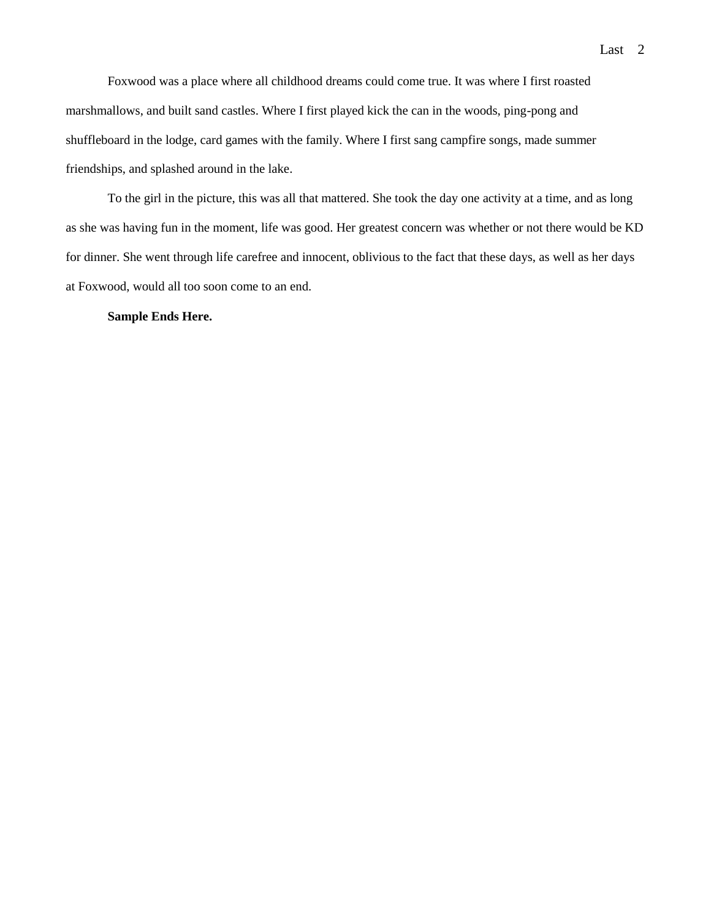Foxwood was a place where all childhood dreams could come true. It was where I first roasted marshmallows, and built sand castles. Where I first played kick the can in the woods, ping-pong and shuffleboard in the lodge, card games with the family. Where I first sang campfire songs, made summer friendships, and splashed around in the lake.

To the girl in the picture, this was all that mattered. She took the day one activity at a time, and as long as she was having fun in the moment, life was good. Her greatest concern was whether or not there would be KD for dinner. She went through life carefree and innocent, oblivious to the fact that these days, as well as her days at Foxwood, would all too soon come to an end.

**Sample Ends Here.**